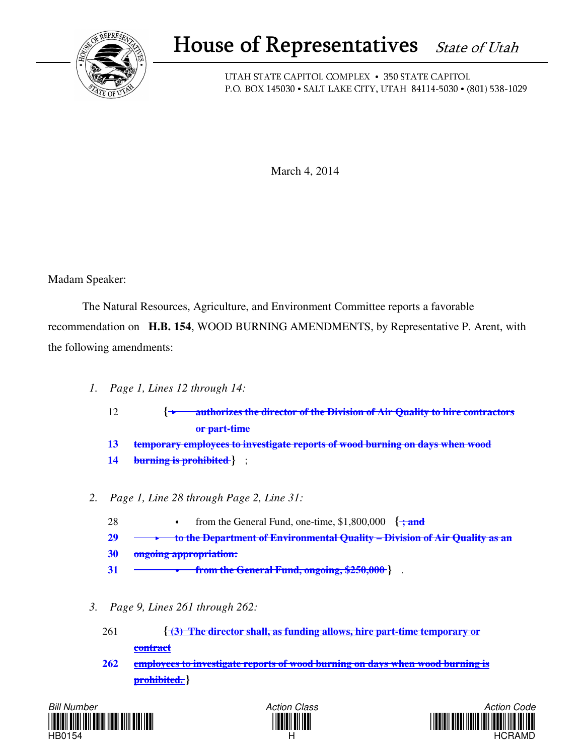# House of Representatives *State of Utah*

UTAH STATE CAPITOL COMPLEX • 350 STATE CAPITOL
P.O. BOX 145030 • SALT LAKE CITY, UTAH 84114-5030 • (801) 538-1029

March 4, 2014

Madam Speaker:

The Natural Resources, Agriculture, and Environment Committee reports a favorable recommendation on **H.B. 154**, WOOD BURNING AMENDMENTS, by Representative P. Arent, with the following amendments:

1. *Page 1, Lines 12 through 14:*

   12 { ~~▸ authorizes the director of the Division of Air Quality to hire contractors or part-time~~
   13 ~~temporary employees to investigate reports of wood burning on days when wood~~
   14 ~~burning is prohibited~~ } ;

2. *Page 1, Line 28 through Page 2, Line 31:*

   28 • from the General Fund, one-time, $1,800,000 { ~~; and~~
   29 ~~▸ to the Department of Environmental Quality – Division of Air Quality as an~~
   30 ~~ongoing appropriation:~~
   31 ~~• from the General Fund, ongoing, $250,000~~ } .

3. *Page 9, Lines 261 through 262:*

   261 { ~~(3) The director shall, as funding allows, hire part-time temporary or contract~~
   262 ~~employees to investigate reports of wood burning on days when wood burning is prohibited.~~ }

Bill Number HB0154 | Action Class H | Action Code HCRAMD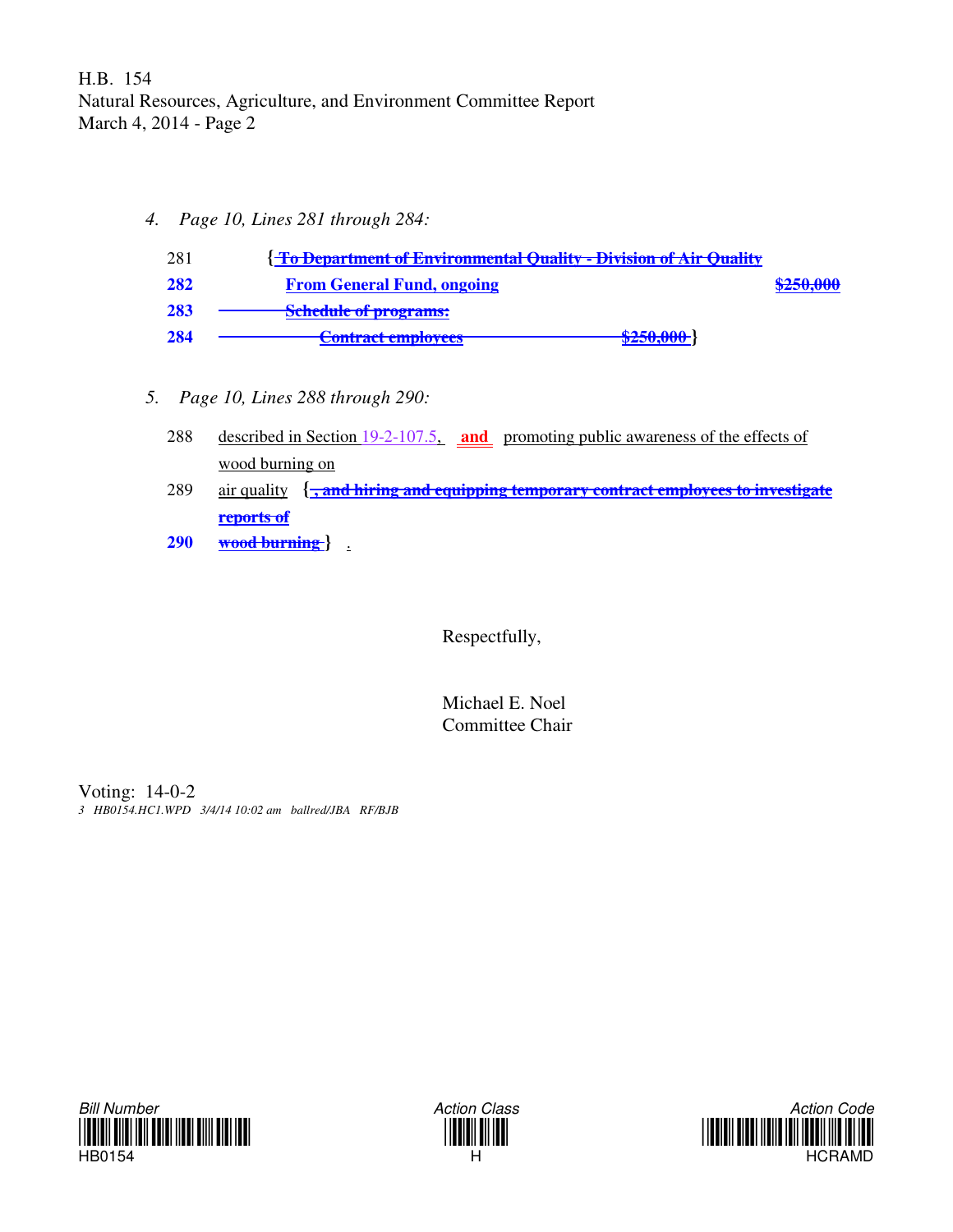4. *Page 10, Lines 281 through 284:*

281 { ~~To Department of Environmental Quality - Division of Air Quality~~

**282** ~~**From General Fund, ongoing**~~ ~~**$250,000**~~

**283** ~~**Schedule of programs:**~~

**284** ~~**Contract employees**~~ ~~**$250,000**~~ }

5. *Page 10, Lines 288 through 290:*

288 described in Section 19-2-107.5, **and** promoting public awareness of the effects of wood burning on

289 air quality { ~~**, and hiring and equipping temporary contract employees to investigate reports of**~~

**290** ~~**wood burning**~~ } .

Respectfully,

Michael E. Noel
Committee Chair

Voting: 14-0-2

*3 HB0154.HC1.WPD 3/4/14 10:02 am ballred/JBA RF/BJB*

Bill Number HB0154 | Action Class H | Action Code HCRAMD